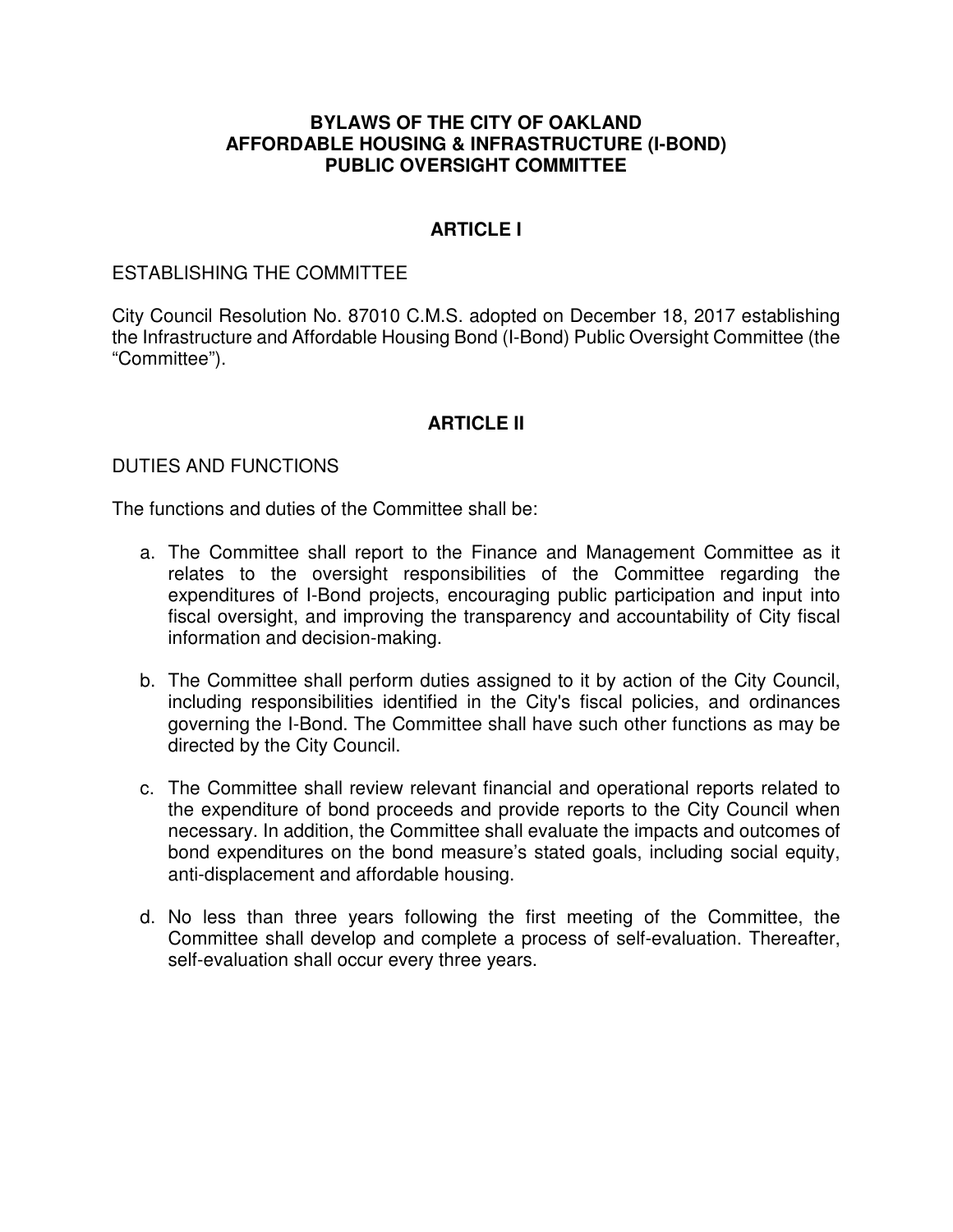# BYLAWS OF THE CITY OF OAKLAND AFFORDABLE HOUSING & INFRASTRUCTURE (I-BOND) PUBLIC OVERSIGHT COMMITTEE

## ARTICLE I

ESTABLISHING THE COMMITTEE

City Council Resolution No. 87010 C.M.S. adopted on December 18, 2017 establishing the Infrastructure and Affordable Housing Bond (I-Bond) Public Oversight Committee (the "Committee").

## ARTICLE II

DUTIES AND FUNCTIONS

The functions and duties of the Committee shall be:

a. The Committee shall report to the Finance and Management Committee as it relates to the oversight responsibilities of the Committee regarding the expenditures of I-Bond projects, encouraging public participation and input into fiscal oversight, and improving the transparency and accountability of City fiscal information and decision-making.

b. The Committee shall perform duties assigned to it by action of the City Council, including responsibilities identified in the City's fiscal policies, and ordinances governing the I-Bond. The Committee shall have such other functions as may be directed by the City Council.

c. The Committee shall review relevant financial and operational reports related to the expenditure of bond proceeds and provide reports to the City Council when necessary. In addition, the Committee shall evaluate the impacts and outcomes of bond expenditures on the bond measure's stated goals, including social equity, anti-displacement and affordable housing.

d. No less than three years following the first meeting of the Committee, the Committee shall develop and complete a process of self-evaluation. Thereafter, self-evaluation shall occur every three years.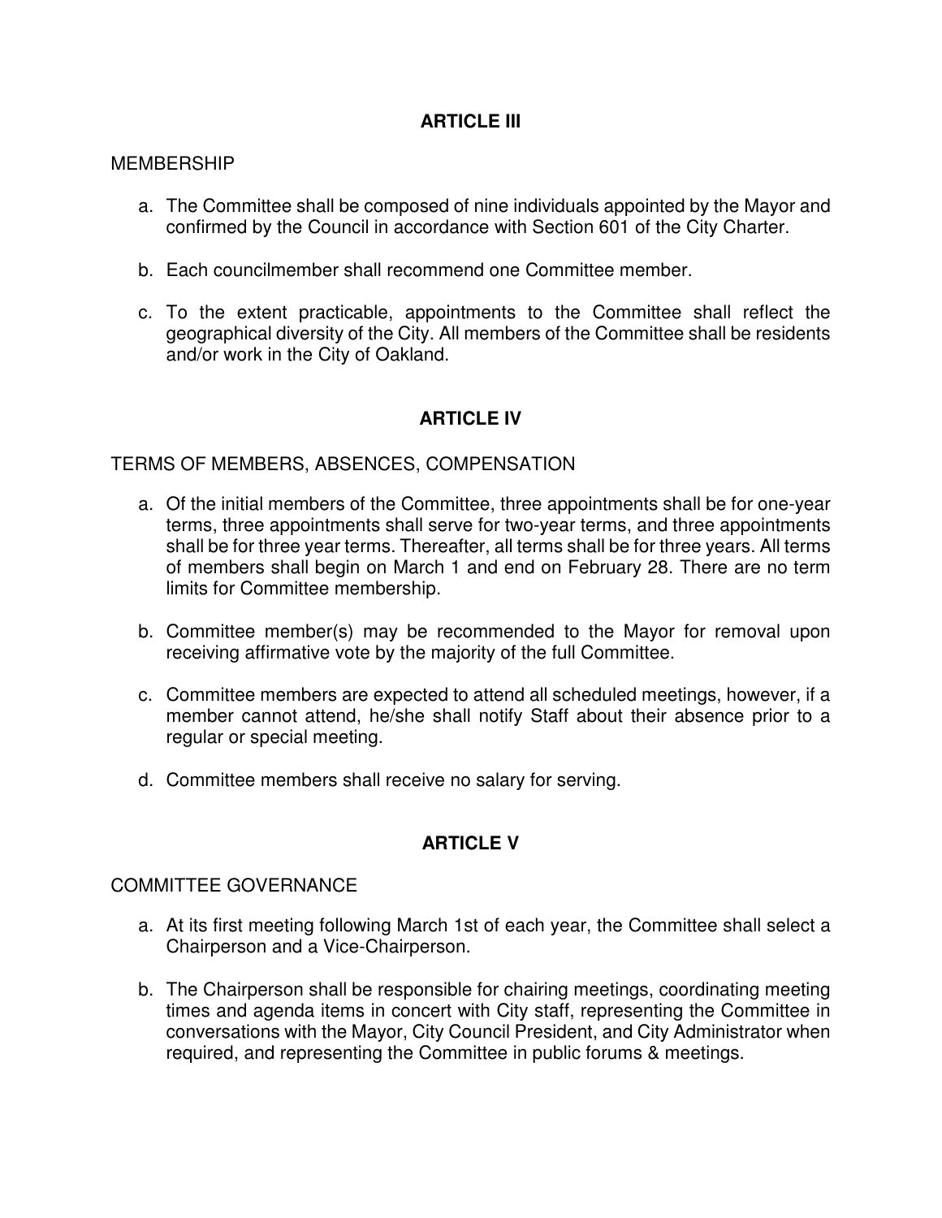## ARTICLE III

MEMBERSHIP

a. The Committee shall be composed of nine individuals appointed by the Mayor and confirmed by the Council in accordance with Section 601 of the City Charter.

b. Each councilmember shall recommend one Committee member.

c. To the extent practicable, appointments to the Committee shall reflect the geographical diversity of the City. All members of the Committee shall be residents and/or work in the City of Oakland.

## ARTICLE IV

TERMS OF MEMBERS, ABSENCES, COMPENSATION

a. Of the initial members of the Committee, three appointments shall be for one-year terms, three appointments shall serve for two-year terms, and three appointments shall be for three year terms. Thereafter, all terms shall be for three years. All terms of members shall begin on March 1 and end on February 28. There are no term limits for Committee membership.

b. Committee member(s) may be recommended to the Mayor for removal upon receiving affirmative vote by the majority of the full Committee.

c. Committee members are expected to attend all scheduled meetings, however, if a member cannot attend, he/she shall notify Staff about their absence prior to a regular or special meeting.

d. Committee members shall receive no salary for serving.

## ARTICLE V

COMMITTEE GOVERNANCE

a. At its first meeting following March 1st of each year, the Committee shall select a Chairperson and a Vice-Chairperson.

b. The Chairperson shall be responsible for chairing meetings, coordinating meeting times and agenda items in concert with City staff, representing the Committee in conversations with the Mayor, City Council President, and City Administrator when required, and representing the Committee in public forums & meetings.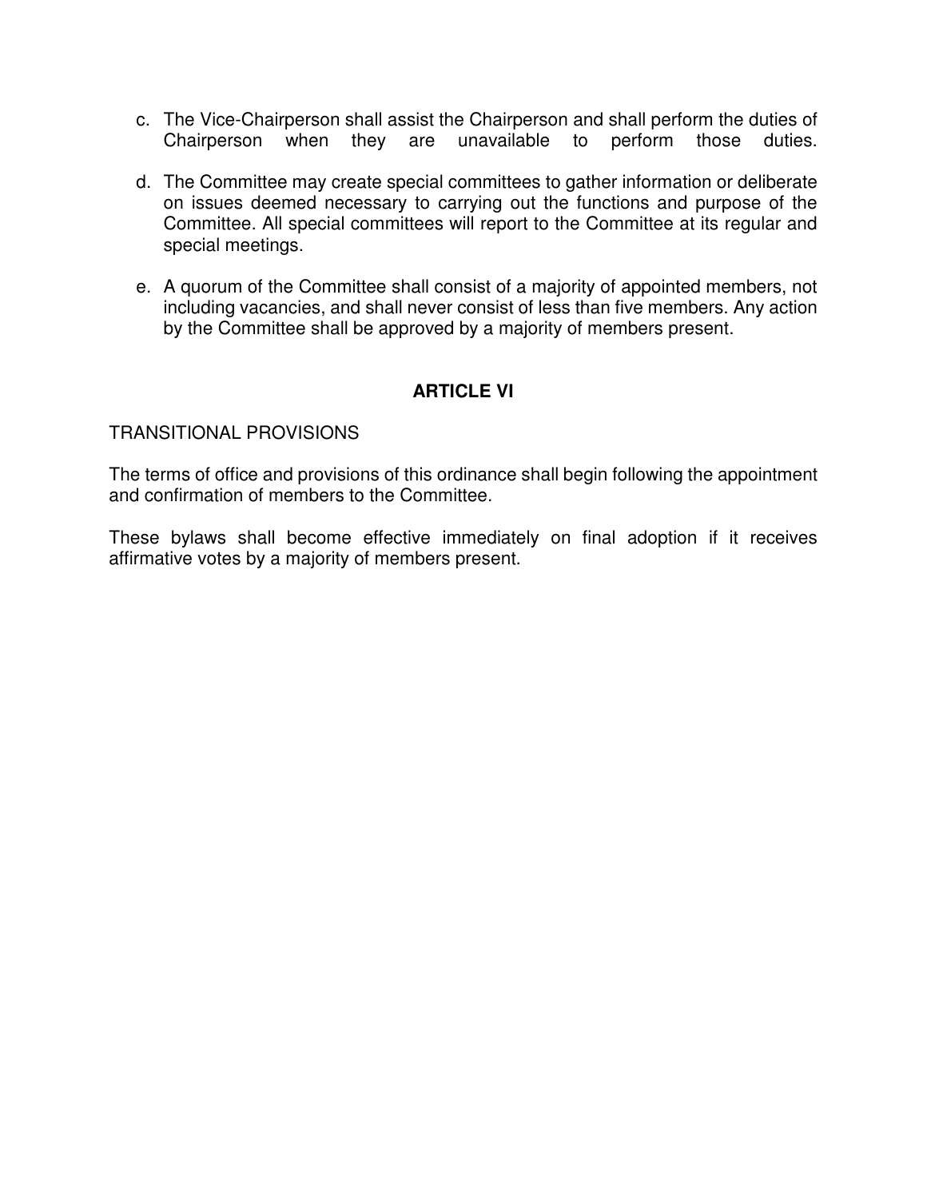c. The Vice-Chairperson shall assist the Chairperson and shall perform the duties of Chairperson when they are unavailable to perform those duties.

d. The Committee may create special committees to gather information or deliberate on issues deemed necessary to carrying out the functions and purpose of the Committee. All special committees will report to the Committee at its regular and special meetings.

e. A quorum of the Committee shall consist of a majority of appointed members, not including vacancies, and shall never consist of less than five members. Any action by the Committee shall be approved by a majority of members present.

## ARTICLE VI

TRANSITIONAL PROVISIONS

The terms of office and provisions of this ordinance shall begin following the appointment and confirmation of members to the Committee.

These bylaws shall become effective immediately on final adoption if it receives affirmative votes by a majority of members present.